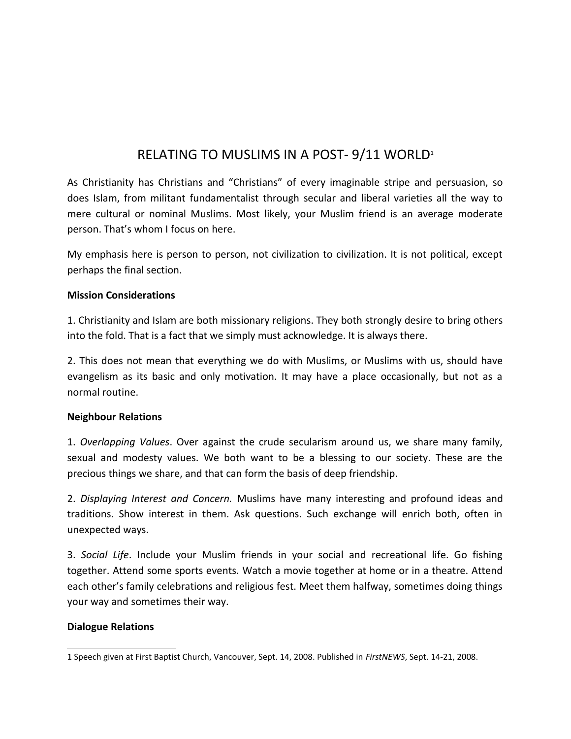# RELATING TO MUSLIMS IN A POST- 9/11 WORLD[1]

As Christianity has Christians and “Christians” of every imaginable stripe and persuasion, so does Islam, from militant fundamentalist through secular and liberal varieties all the way to mere cultural or nominal Muslims. Most likely, your Muslim friend is an average moderate person. That’s whom I focus on here.

My emphasis here is person to person, not civilization to civilization. It is not political, except perhaps the final section.

**Mission Considerations**

1. Christianity and Islam are both missionary religions. They both strongly desire to bring others into the fold. That is a fact that we simply must acknowledge. It is always there.

2. This does not mean that everything we do with Muslims, or Muslims with us, should have evangelism as its basic and only motivation. It may have a place occasionally, but not as a normal routine.

**Neighbour Relations**

1. *Overlapping Values*. Over against the crude secularism around us, we share many family, sexual and modesty values. We both want to be a blessing to our society. These are the precious things we share, and that can form the basis of deep friendship.

2. *Displaying Interest and Concern.* Muslims have many interesting and profound ideas and traditions. Show interest in them. Ask questions. Such exchange will enrich both, often in unexpected ways.

3. *Social Life*. Include your Muslim friends in your social and recreational life. Go fishing together. Attend some sports events. Watch a movie together at home or in a theatre. Attend each other’s family celebrations and religious fest. Meet them halfway, sometimes doing things your way and sometimes their way.

**Dialogue Relations**

---

1 Speech given at First Baptist Church, Vancouver, Sept. 14, 2008. Published in *FirstNEWS*, Sept. 14-21, 2008.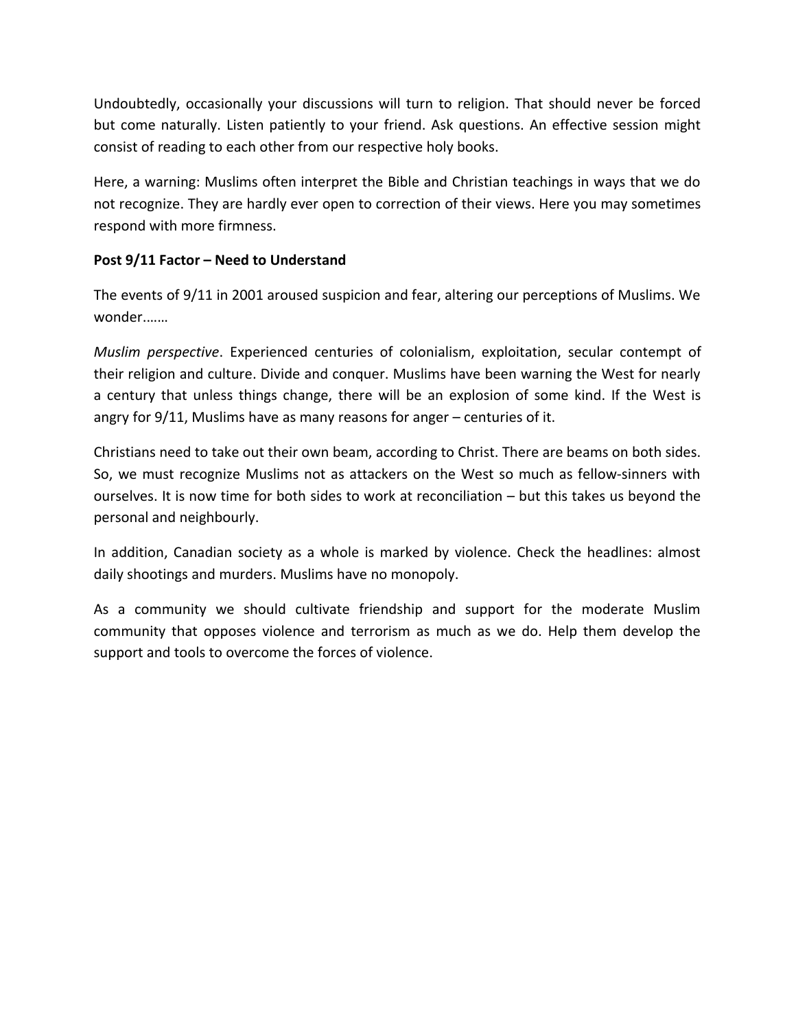Undoubtedly, occasionally your discussions will turn to religion. That should never be forced but come naturally. Listen patiently to your friend. Ask questions. An effective session might consist of reading to each other from our respective holy books.

Here, a warning: Muslims often interpret the Bible and Christian teachings in ways that we do not recognize. They are hardly ever open to correction of their views. Here you may sometimes respond with more firmness.

**Post 9/11 Factor – Need to Understand**

The events of 9/11 in 2001 aroused suspicion and fear, altering our perceptions of Muslims. We wonder…….

*Muslim perspective*. Experienced centuries of colonialism, exploitation, secular contempt of their religion and culture. Divide and conquer. Muslims have been warning the West for nearly a century that unless things change, there will be an explosion of some kind. If the West is angry for 9/11, Muslims have as many reasons for anger – centuries of it.

Christians need to take out their own beam, according to Christ. There are beams on both sides. So, we must recognize Muslims not as attackers on the West so much as fellow-sinners with ourselves. It is now time for both sides to work at reconciliation – but this takes us beyond the personal and neighbourly.

In addition, Canadian society as a whole is marked by violence. Check the headlines: almost daily shootings and murders. Muslims have no monopoly.

As a community we should cultivate friendship and support for the moderate Muslim community that opposes violence and terrorism as much as we do. Help them develop the support and tools to overcome the forces of violence.